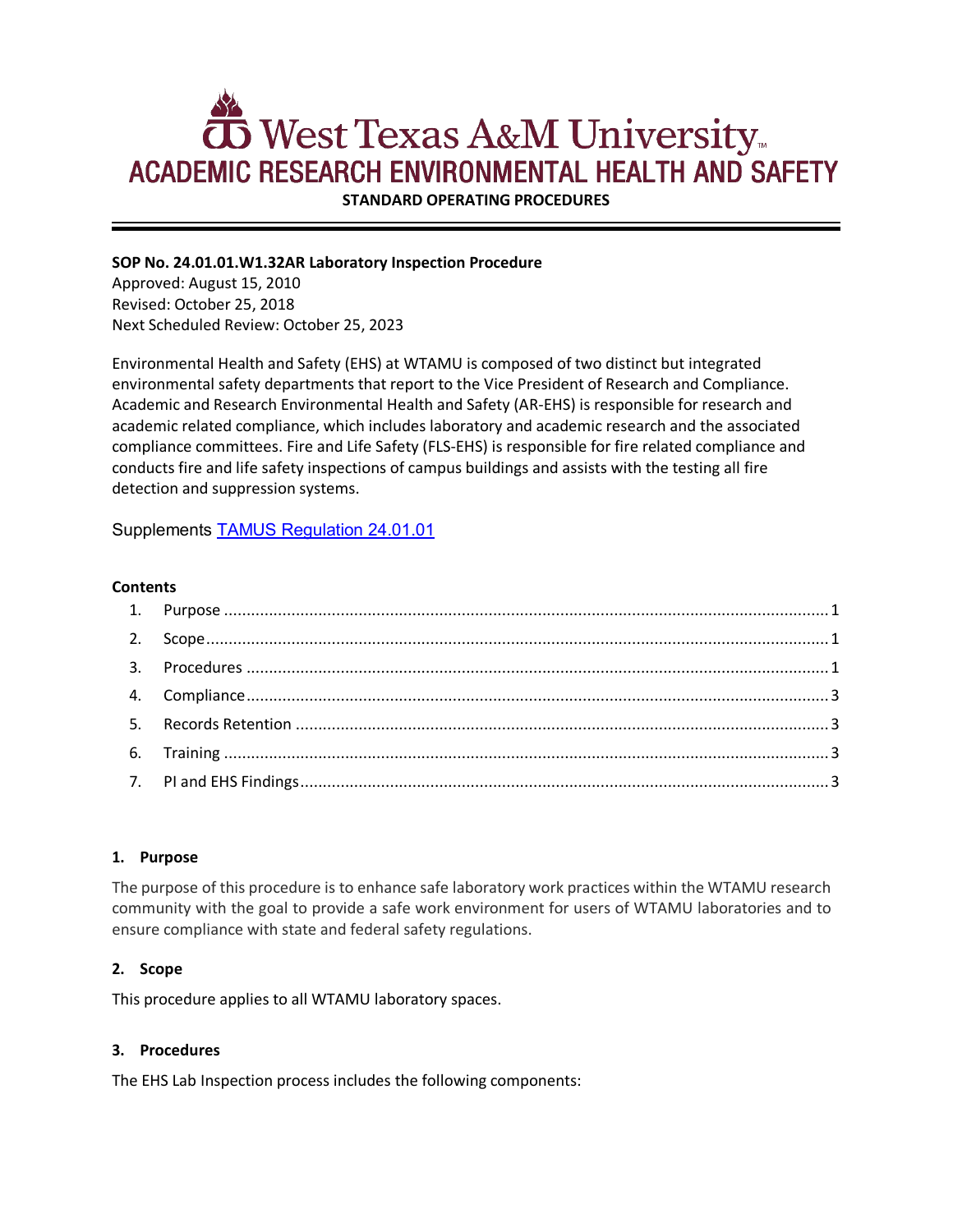# West Texas A&M University
## ACADEMIC RESEARCH ENVIRONMENTAL HEALTH AND SAFETY

**STANDARD OPERATING PROCEDURES**

---

**SOP No. 24.01.01.W1.32AR Laboratory Inspection Procedure**
Approved: August 15, 2010
Revised: October 25, 2018
Next Scheduled Review: October 25, 2023

Environmental Health and Safety (EHS) at WTAMU is composed of two distinct but integrated environmental safety departments that report to the Vice President of Research and Compliance. Academic and Research Environmental Health and Safety (AR-EHS) is responsible for research and academic related compliance, which includes laboratory and academic research and the associated compliance committees. Fire and Life Safety (FLS-EHS) is responsible for fire related compliance and conducts fire and life safety inspections of campus buildings and assists with the testing all fire detection and suppression systems.

Supplements [TAMUS Regulation 24.01.01]()

**Contents**

1. Purpose ..... 1
2. Scope ..... 1
3. Procedures ..... 1
4. Compliance ..... 3
5. Records Retention ..... 3
6. Training ..... 3
7. PI and EHS Findings ..... 3

### 1. Purpose

The purpose of this procedure is to enhance safe laboratory work practices within the WTAMU research community with the goal to provide a safe work environment for users of WTAMU laboratories and to ensure compliance with state and federal safety regulations.

### 2. Scope

This procedure applies to all WTAMU laboratory spaces.

### 3. Procedures

The EHS Lab Inspection process includes the following components: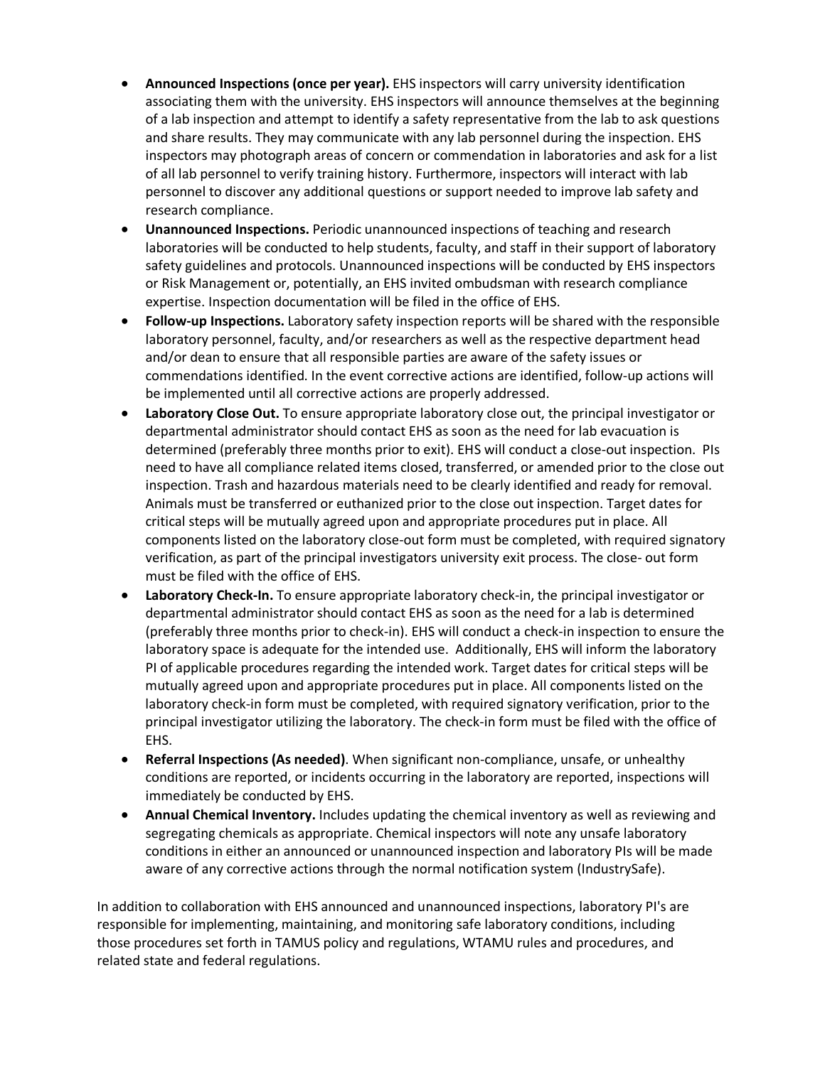- **Announced Inspections (once per year).** EHS inspectors will carry university identification associating them with the university. EHS inspectors will announce themselves at the beginning of a lab inspection and attempt to identify a safety representative from the lab to ask questions and share results. They may communicate with any lab personnel during the inspection. EHS inspectors may photograph areas of concern or commendation in laboratories and ask for a list of all lab personnel to verify training history. Furthermore, inspectors will interact with lab personnel to discover any additional questions or support needed to improve lab safety and research compliance.
- **Unannounced Inspections.** Periodic unannounced inspections of teaching and research laboratories will be conducted to help students, faculty, and staff in their support of laboratory safety guidelines and protocols. Unannounced inspections will be conducted by EHS inspectors or Risk Management or, potentially, an EHS invited ombudsman with research compliance expertise. Inspection documentation will be filed in the office of EHS.
- **Follow-up Inspections.** Laboratory safety inspection reports will be shared with the responsible laboratory personnel, faculty, and/or researchers as well as the respective department head and/or dean to ensure that all responsible parties are aware of the safety issues or commendations identified. In the event corrective actions are identified, follow-up actions will be implemented until all corrective actions are properly addressed.
- **Laboratory Close Out.** To ensure appropriate laboratory close out, the principal investigator or departmental administrator should contact EHS as soon as the need for lab evacuation is determined (preferably three months prior to exit). EHS will conduct a close-out inspection. PIs need to have all compliance related items closed, transferred, or amended prior to the close out inspection. Trash and hazardous materials need to be clearly identified and ready for removal. Animals must be transferred or euthanized prior to the close out inspection. Target dates for critical steps will be mutually agreed upon and appropriate procedures put in place. All components listed on the laboratory close-out form must be completed, with required signatory verification, as part of the principal investigators university exit process. The close- out form must be filed with the office of EHS.
- **Laboratory Check-In.** To ensure appropriate laboratory check-in, the principal investigator or departmental administrator should contact EHS as soon as the need for a lab is determined (preferably three months prior to check-in). EHS will conduct a check-in inspection to ensure the laboratory space is adequate for the intended use. Additionally, EHS will inform the laboratory PI of applicable procedures regarding the intended work. Target dates for critical steps will be mutually agreed upon and appropriate procedures put in place. All components listed on the laboratory check-in form must be completed, with required signatory verification, prior to the principal investigator utilizing the laboratory. The check-in form must be filed with the office of EHS.
- **Referral Inspections (As needed)**. When significant non-compliance, unsafe, or unhealthy conditions are reported, or incidents occurring in the laboratory are reported, inspections will immediately be conducted by EHS.
- **Annual Chemical Inventory.** Includes updating the chemical inventory as well as reviewing and segregating chemicals as appropriate. Chemical inspectors will note any unsafe laboratory conditions in either an announced or unannounced inspection and laboratory PIs will be made aware of any corrective actions through the normal notification system (IndustrySafe).

In addition to collaboration with EHS announced and unannounced inspections, laboratory PI's are responsible for implementing, maintaining, and monitoring safe laboratory conditions, including those procedures set forth in TAMUS policy and regulations, WTAMU rules and procedures, and related state and federal regulations.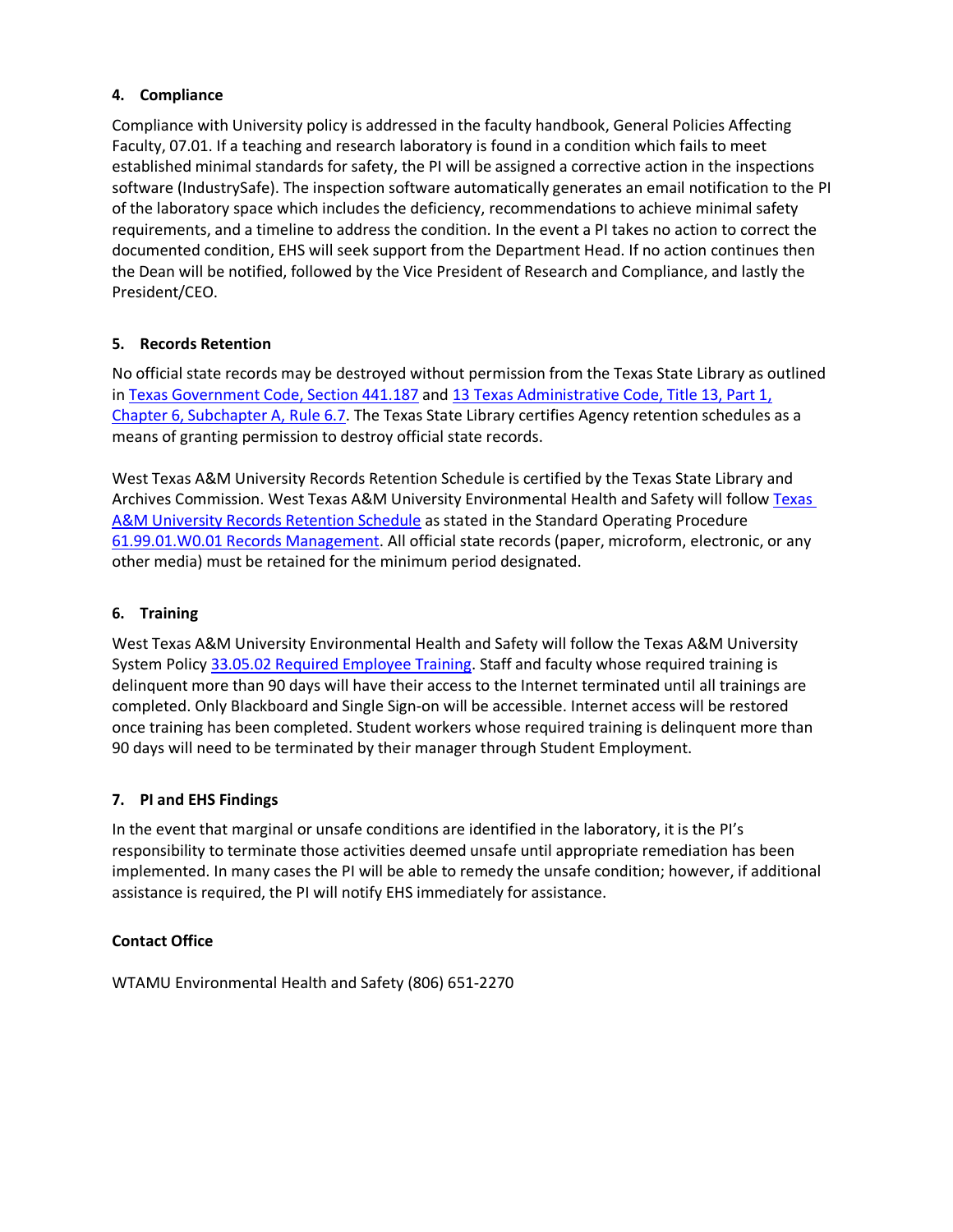### 4. Compliance

Compliance with University policy is addressed in the faculty handbook, General Policies Affecting Faculty, 07.01. If a teaching and research laboratory is found in a condition which fails to meet established minimal standards for safety, the PI will be assigned a corrective action in the inspections software (IndustrySafe). The inspection software automatically generates an email notification to the PI of the laboratory space which includes the deficiency, recommendations to achieve minimal safety requirements, and a timeline to address the condition. In the event a PI takes no action to correct the documented condition, EHS will seek support from the Department Head. If no action continues then the Dean will be notified, followed by the Vice President of Research and Compliance, and lastly the President/CEO.

### 5. Records Retention

No official state records may be destroyed without permission from the Texas State Library as outlined in Texas Government Code, Section 441.187 and 13 Texas Administrative Code, Title 13, Part 1, Chapter 6, Subchapter A, Rule 6.7. The Texas State Library certifies Agency retention schedules as a means of granting permission to destroy official state records.

West Texas A&M University Records Retention Schedule is certified by the Texas State Library and Archives Commission. West Texas A&M University Environmental Health and Safety will follow Texas A&M University Records Retention Schedule as stated in the Standard Operating Procedure 61.99.01.W0.01 Records Management. All official state records (paper, microform, electronic, or any other media) must be retained for the minimum period designated.

### 6. Training

West Texas A&M University Environmental Health and Safety will follow the Texas A&M University System Policy 33.05.02 Required Employee Training. Staff and faculty whose required training is delinquent more than 90 days will have their access to the Internet terminated until all trainings are completed. Only Blackboard and Single Sign-on will be accessible. Internet access will be restored once training has been completed. Student workers whose required training is delinquent more than 90 days will need to be terminated by their manager through Student Employment.

### 7. PI and EHS Findings

In the event that marginal or unsafe conditions are identified in the laboratory, it is the PI's responsibility to terminate those activities deemed unsafe until appropriate remediation has been implemented. In many cases the PI will be able to remedy the unsafe condition; however, if additional assistance is required, the PI will notify EHS immediately for assistance.

### Contact Office

WTAMU Environmental Health and Safety (806) 651-2270